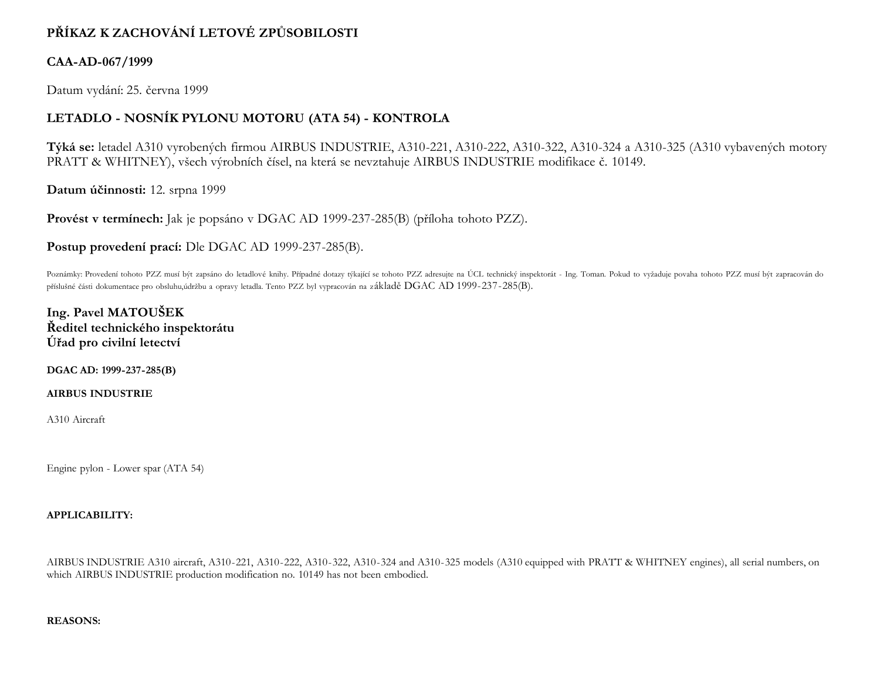**PŘÍKAZ K ZACHOVÁNÍ LETOVÉ ZPŮSOBILOSTI**

**CAA-AD-067/1999**

Datum vydání: 25. června 1999

**LETADLO - NOSNÍK PYLONU MOTORU (ATA 54) - KONTROLA**

**Týká se:** letadel A310 vyrobených firmou AIRBUS INDUSTRIE, A310-221, A310-222, A310-322, A310-324 a A310-325 (A310 vybavených motory PRATT & WHITNEY), všech výrobních čísel, na která se nevztahuje AIRBUS INDUSTRIE modifikace č. 10149.

**Datum účinnosti:** 12. srpna 1999

**Provést v termínech:** Jak je popsáno v DGAC AD 1999-237-285(B) (příloha tohoto PZZ).

**Postup provedení prací:** Dle DGAC AD 1999-237-285(B).

Poznámky: Provedení tohoto PZZ musí být zapsáno do letadlové knihy. Případné dotazy týkající se tohoto PZZ adresujte na ÚCL technický inspektorát - Ing. Toman. Pokud to vyžaduje povaha tohoto PZZ musí být zapracován do příslušné části dokumentace pro obsluhu,údržbu a opravy letadla. Tento PZZ byl vypracován na základě DGAC AD 1999-237-285(B).

**Ing. Pavel MATOUŠEK**
**Ředitel technického inspektorátu**
**Úřad pro civilní letectví**

**DGAC AD: 1999-237-285(B)**

**AIRBUS INDUSTRIE**

A310 Aircraft

Engine pylon - Lower spar (ATA 54)

**APPLICABILITY:**

AIRBUS INDUSTRIE A310 aircraft, A310-221, A310-222, A310-322, A310-324 and A310-325 models (A310 equipped with PRATT & WHITNEY engines), all serial numbers, on which AIRBUS INDUSTRIE production modification no. 10149 has not been embodied.

**REASONS:**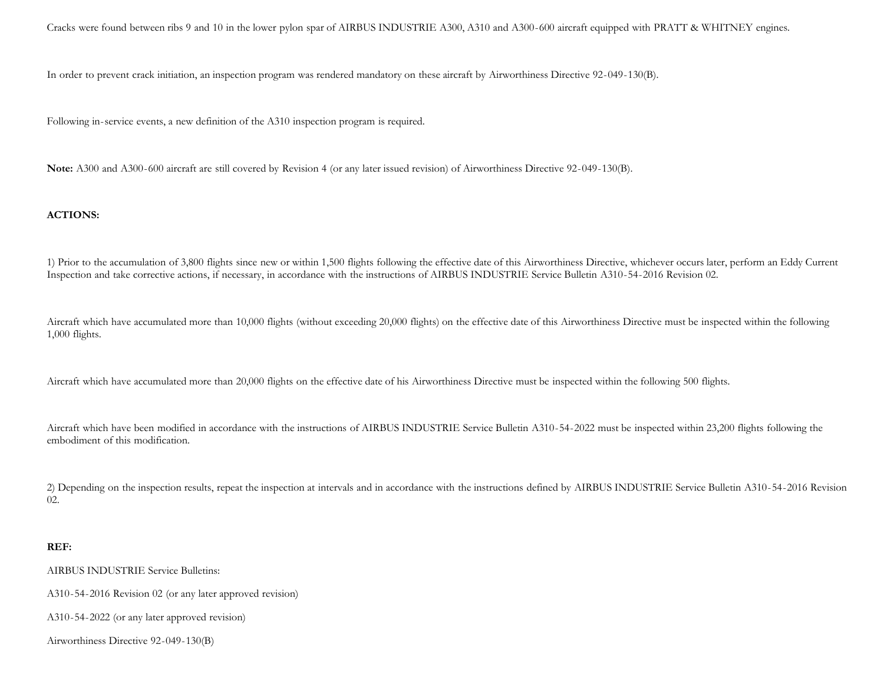Cracks were found between ribs 9 and 10 in the lower pylon spar of AIRBUS INDUSTRIE A300, A310 and A300-600 aircraft equipped with PRATT & WHITNEY engines.

In order to prevent crack initiation, an inspection program was rendered mandatory on these aircraft by Airworthiness Directive 92-049-130(B).

Following in-service events, a new definition of the A310 inspection program is required.

**Note:** A300 and A300-600 aircraft are still covered by Revision 4 (or any later issued revision) of Airworthiness Directive 92-049-130(B).

**ACTIONS:**

1) Prior to the accumulation of 3,800 flights since new or within 1,500 flights following the effective date of this Airworthiness Directive, whichever occurs later, perform an Eddy Current Inspection and take corrective actions, if necessary, in accordance with the instructions of AIRBUS INDUSTRIE Service Bulletin A310-54-2016 Revision 02.

Aircraft which have accumulated more than 10,000 flights (without exceeding 20,000 flights) on the effective date of this Airworthiness Directive must be inspected within the following 1,000 flights.

Aircraft which have accumulated more than 20,000 flights on the effective date of his Airworthiness Directive must be inspected within the following 500 flights.

Aircraft which have been modified in accordance with the instructions of AIRBUS INDUSTRIE Service Bulletin A310-54-2022 must be inspected within 23,200 flights following the embodiment of this modification.

2) Depending on the inspection results, repeat the inspection at intervals and in accordance with the instructions defined by AIRBUS INDUSTRIE Service Bulletin A310-54-2016 Revision 02.

**REF:**

AIRBUS INDUSTRIE Service Bulletins:

A310-54-2016 Revision 02 (or any later approved revision)

A310-54-2022 (or any later approved revision)

Airworthiness Directive 92-049-130(B)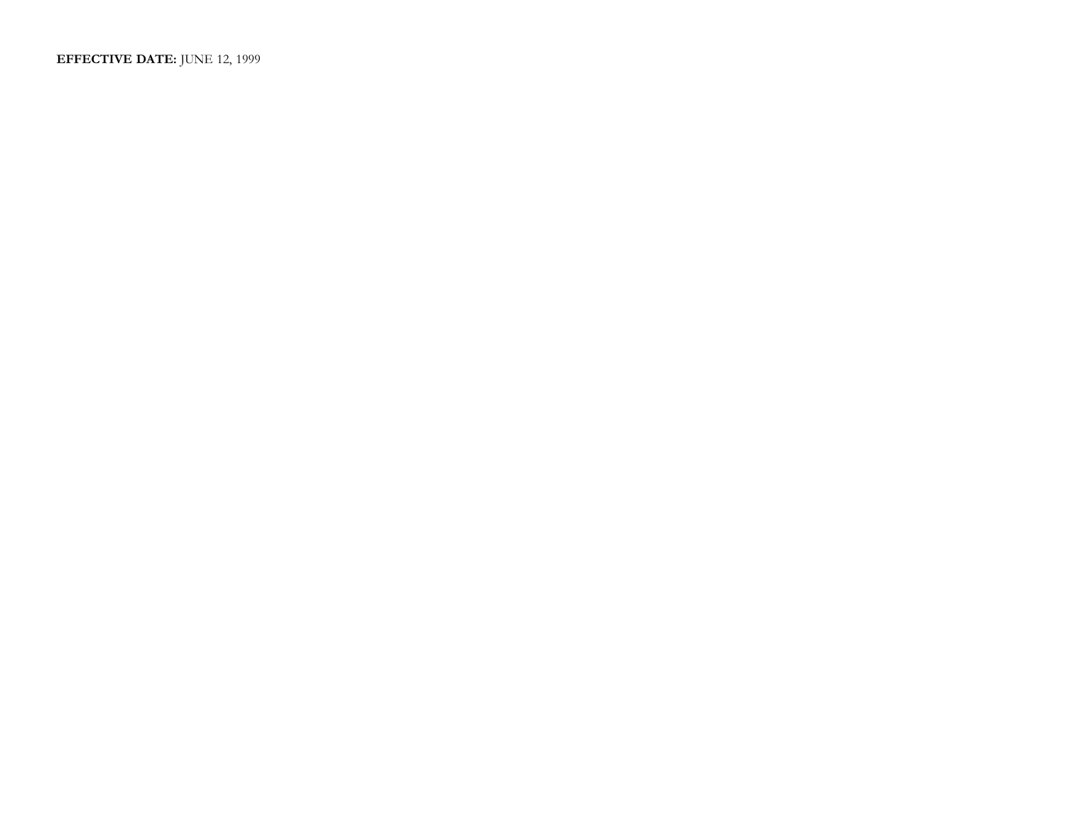**EFFECTIVE DATE:** JUNE 12, 1999